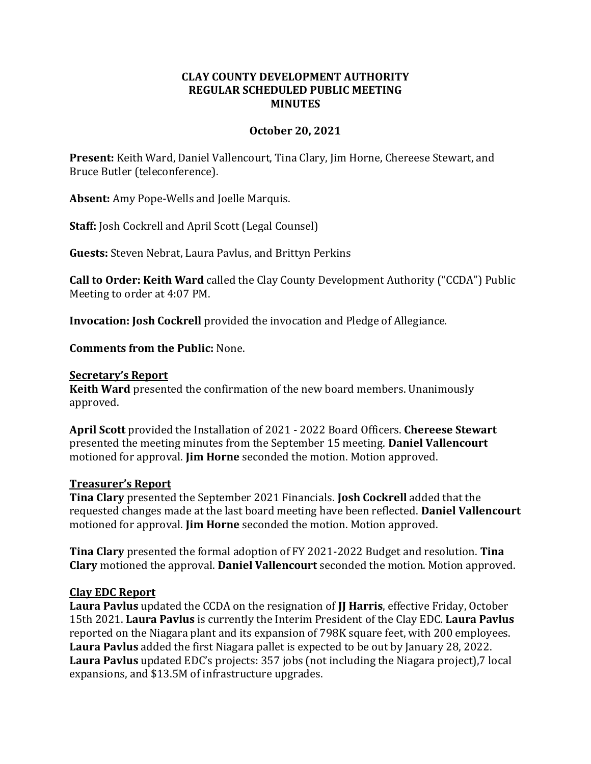**CLAY COUNTY DEVELOPMENT AUTHORITY**
**REGULAR SCHEDULED PUBLIC MEETING**
**MINUTES**

**October 20, 2021**

**Present:** Keith Ward, Daniel Vallencourt, Tina Clary, Jim Horne, Chereese Stewart, and Bruce Butler (teleconference).

**Absent:** Amy Pope-Wells and Joelle Marquis.

**Staff:** Josh Cockrell and April Scott (Legal Counsel)

**Guests:** Steven Nebrat, Laura Pavlus, and Brittyn Perkins

**Call to Order: Keith Ward** called the Clay County Development Authority ("CCDA") Public Meeting to order at 4:07 PM.

**Invocation: Josh Cockrell** provided the invocation and Pledge of Allegiance.

**Comments from the Public:** None.

**Secretary's Report**

**Keith Ward** presented the confirmation of the new board members. Unanimously approved.

**April Scott** provided the Installation of 2021 - 2022 Board Officers. **Chereese Stewart** presented the meeting minutes from the September 15 meeting. **Daniel Vallencourt** motioned for approval. **Jim Horne** seconded the motion. Motion approved.

**Treasurer's Report**

**Tina Clary** presented the September 2021 Financials. **Josh Cockrell** added that the requested changes made at the last board meeting have been reflected. **Daniel Vallencourt** motioned for approval. **Jim Horne** seconded the motion. Motion approved.

**Tina Clary** presented the formal adoption of FY 2021-2022 Budget and resolution. **Tina Clary** motioned the approval. **Daniel Vallencourt** seconded the motion. Motion approved.

**Clay EDC Report**

**Laura Pavlus** updated the CCDA on the resignation of **JJ Harris**, effective Friday, October 15th 2021. **Laura Pavlus** is currently the Interim President of the Clay EDC. **Laura Pavlus** reported on the Niagara plant and its expansion of 798K square feet, with 200 employees. **Laura Pavlus** added the first Niagara pallet is expected to be out by January 28, 2022. **Laura Pavlus** updated EDC's projects: 357 jobs (not including the Niagara project),7 local expansions, and $13.5M of infrastructure upgrades.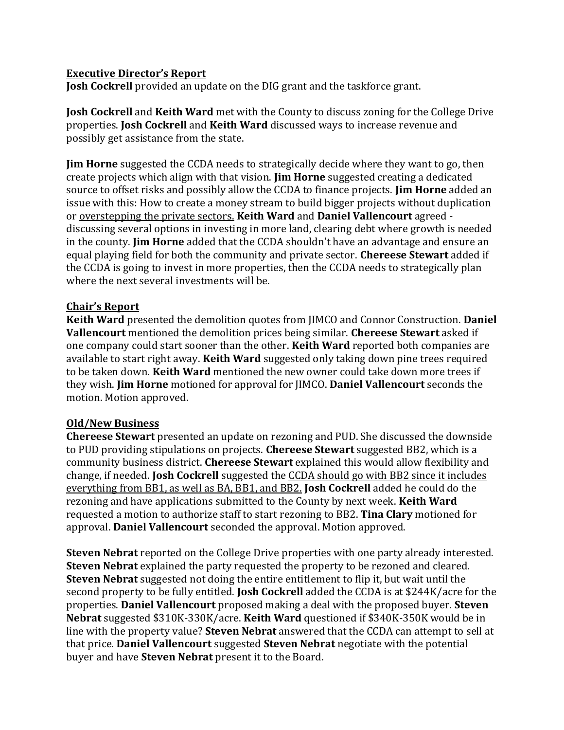**Executive Director's Report**

**Josh Cockrell** provided an update on the DIG grant and the taskforce grant.

**Josh Cockrell** and **Keith Ward** met with the County to discuss zoning for the College Drive properties. **Josh Cockrell** and **Keith Ward** discussed ways to increase revenue and possibly get assistance from the state.

**Jim Horne** suggested the CCDA needs to strategically decide where they want to go, then create projects which align with that vision. **Jim Horne** suggested creating a dedicated source to offset risks and possibly allow the CCDA to finance projects. **Jim Horne** added an issue with this: How to create a money stream to build bigger projects without duplication or <u>overstepping the private sectors.</u> **Keith Ward** and **Daniel Vallencourt** agreed - discussing several options in investing in more land, clearing debt where growth is needed in the county. **Jim Horne** added that the CCDA shouldn't have an advantage and ensure an equal playing field for both the community and private sector. **Chereese Stewart** added if the CCDA is going to invest in more properties, then the CCDA needs to strategically plan where the next several investments will be.

**Chair's Report**

**Keith Ward** presented the demolition quotes from JIMCO and Connor Construction. **Daniel Vallencourt** mentioned the demolition prices being similar. **Chereese Stewart** asked if one company could start sooner than the other. **Keith Ward** reported both companies are available to start right away. **Keith Ward** suggested only taking down pine trees required to be taken down. **Keith Ward** mentioned the new owner could take down more trees if they wish. **Jim Horne** motioned for approval for JIMCO. **Daniel Vallencourt** seconds the motion. Motion approved.

**Old/New Business**

**Chereese Stewart** presented an update on rezoning and PUD. She discussed the downside to PUD providing stipulations on projects. **Chereese Stewart** suggested BB2, which is a community business district. **Chereese Stewart** explained this would allow flexibility and change, if needed. **Josh Cockrell** suggested the <u>CCDA should go with BB2 since it includes everything from BB1, as well as BA, BB1, and BB2.</u> **Josh Cockrell** added he could do the rezoning and have applications submitted to the County by next week. **Keith Ward** requested a motion to authorize staff to start rezoning to BB2. **Tina Clary** motioned for approval. **Daniel Vallencourt** seconded the approval. Motion approved.

**Steven Nebrat** reported on the College Drive properties with one party already interested. **Steven Nebrat** explained the party requested the property to be rezoned and cleared. **Steven Nebrat** suggested not doing the entire entitlement to flip it, but wait until the second property to be fully entitled. **Josh Cockrell** added the CCDA is at $244K/acre for the properties. **Daniel Vallencourt** proposed making a deal with the proposed buyer. **Steven Nebrat** suggested $310K-330K/acre. **Keith Ward** questioned if $340K-350K would be in line with the property value? **Steven Nebrat** answered that the CCDA can attempt to sell at that price. **Daniel Vallencourt** suggested **Steven Nebrat** negotiate with the potential buyer and have **Steven Nebrat** present it to the Board.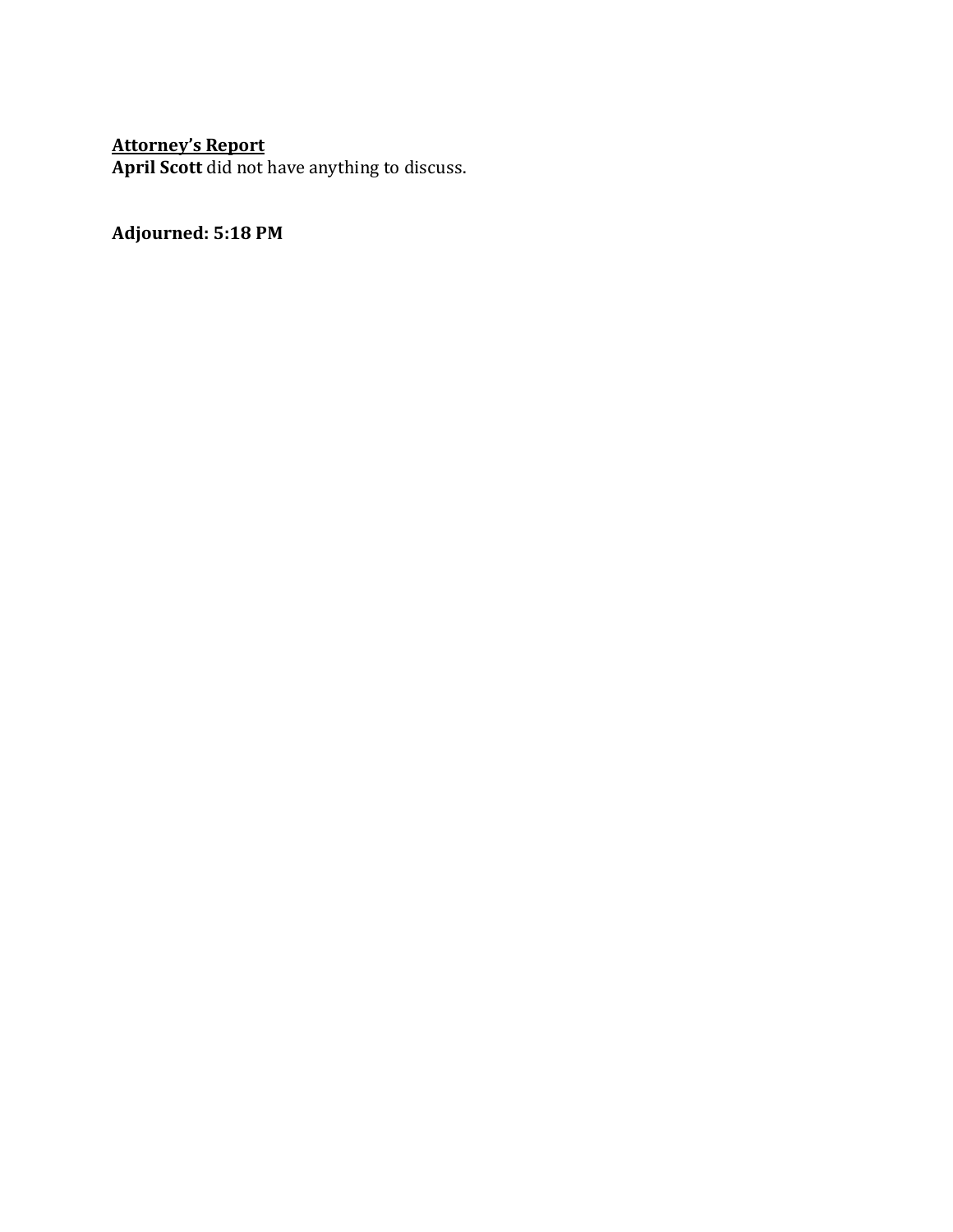**<u>Attorney's Report</u>**
**April Scott** did not have anything to discuss.

**Adjourned: 5:18 PM**